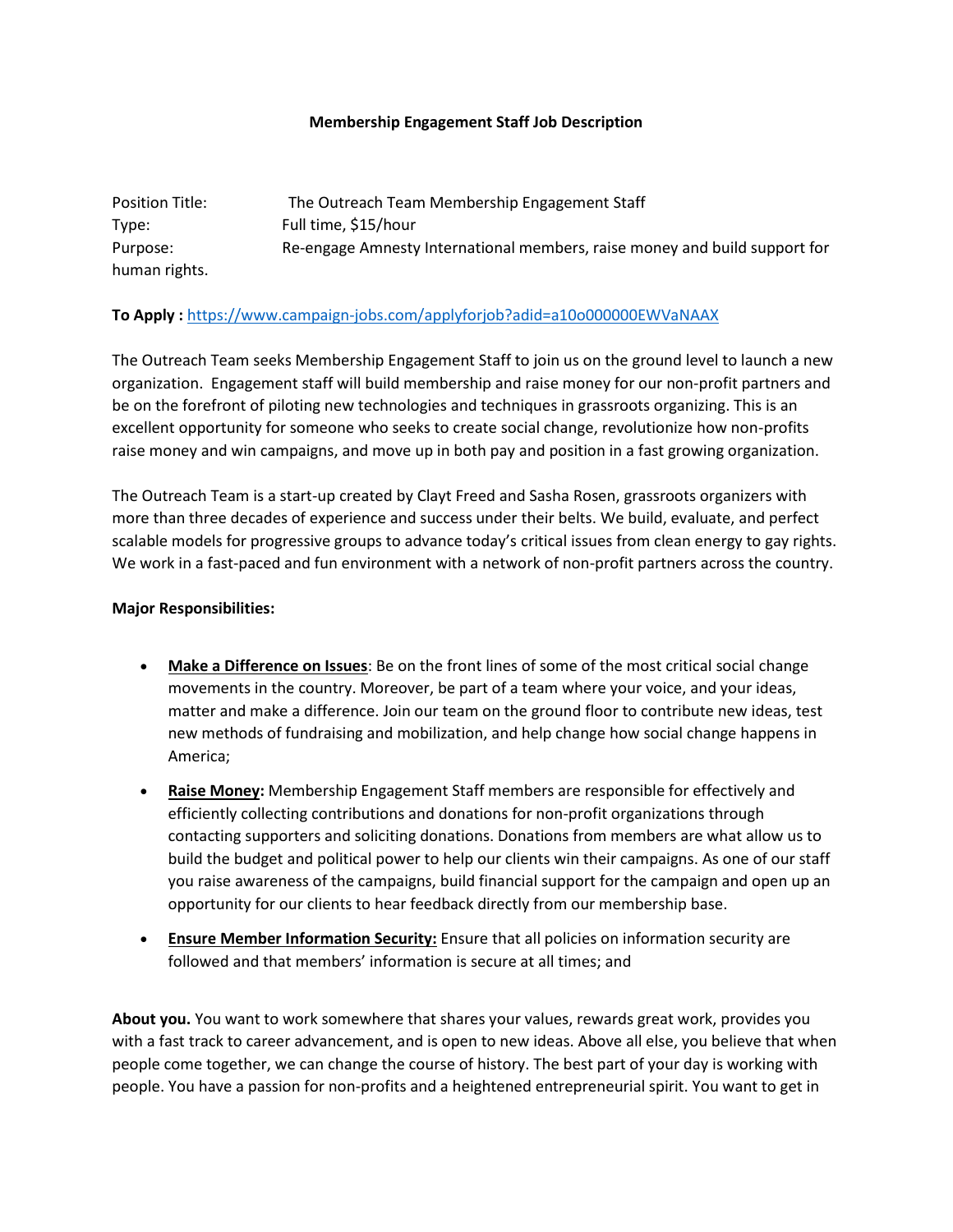**Membership Engagement Staff Job Description**

Position Title: The Outreach Team Membership Engagement Staff
Type: Full time, $15/hour
Purpose: Re-engage Amnesty International members, raise money and build support for human rights.

**To Apply :** [https://www.campaign-jobs.com/applyforjob?adid=a10o000000EWVaNAAX](https://www.campaign-jobs.com/applyforjob?adid=a10o000000EWVaNAAX)

The Outreach Team seeks Membership Engagement Staff to join us on the ground level to launch a new organization. Engagement staff will build membership and raise money for our non-profit partners and be on the forefront of piloting new technologies and techniques in grassroots organizing. This is an excellent opportunity for someone who seeks to create social change, revolutionize how non-profits raise money and win campaigns, and move up in both pay and position in a fast growing organization.

The Outreach Team is a start-up created by Clayt Freed and Sasha Rosen, grassroots organizers with more than three decades of experience and success under their belts. We build, evaluate, and perfect scalable models for progressive groups to advance today's critical issues from clean energy to gay rights. We work in a fast-paced and fun environment with a network of non-profit partners across the country.

**Major Responsibilities:**

- **Make a Difference on Issues**: Be on the front lines of some of the most critical social change movements in the country. Moreover, be part of a team where your voice, and your ideas, matter and make a difference. Join our team on the ground floor to contribute new ideas, test new methods of fundraising and mobilization, and help change how social change happens in America;

- **Raise Money:** Membership Engagement Staff members are responsible for effectively and efficiently collecting contributions and donations for non-profit organizations through contacting supporters and soliciting donations. Donations from members are what allow us to build the budget and political power to help our clients win their campaigns. As one of our staff you raise awareness of the campaigns, build financial support for the campaign and open up an opportunity for our clients to hear feedback directly from our membership base.

- **Ensure Member Information Security:** Ensure that all policies on information security are followed and that members' information is secure at all times; and

**About you.** You want to work somewhere that shares your values, rewards great work, provides you with a fast track to career advancement, and is open to new ideas. Above all else, you believe that when people come together, we can change the course of history. The best part of your day is working with people. You have a passion for non-profits and a heightened entrepreneurial spirit. You want to get in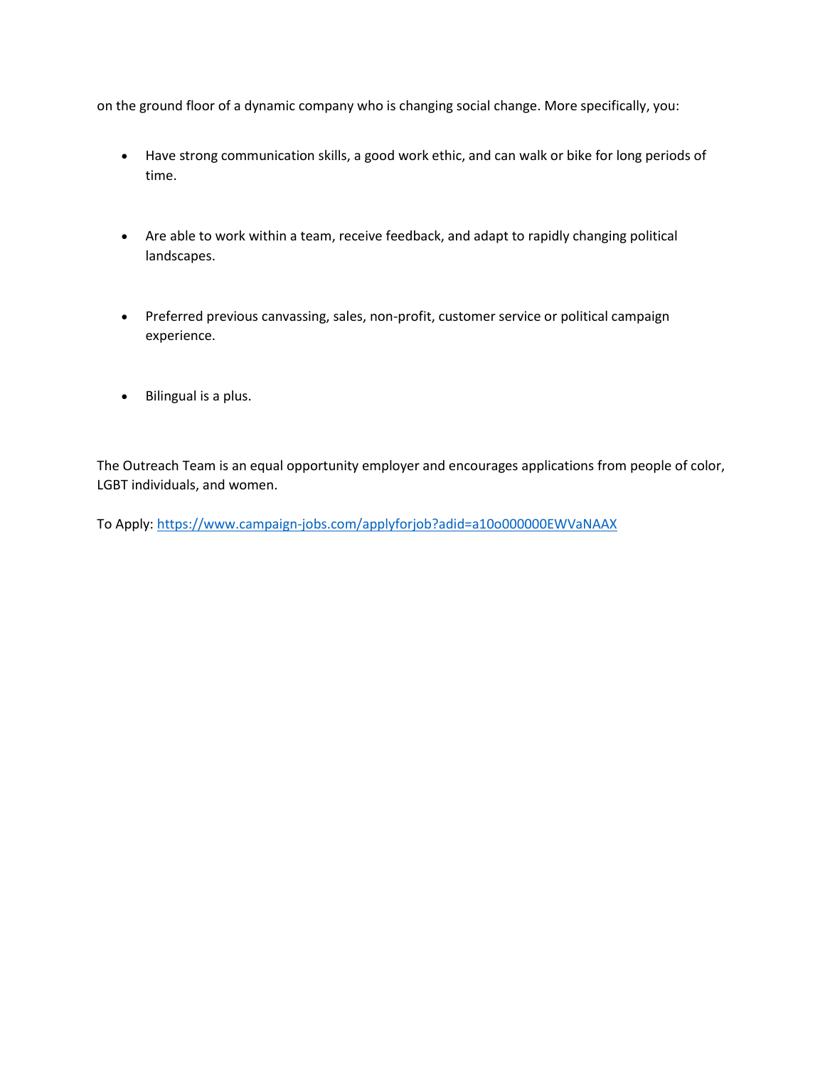on the ground floor of a dynamic company who is changing social change. More specifically, you:

- Have strong communication skills, a good work ethic, and can walk or bike for long periods of time.
- Are able to work within a team, receive feedback, and adapt to rapidly changing political landscapes.
- Preferred previous canvassing, sales, non-profit, customer service or political campaign experience.
- Bilingual is a plus.

The Outreach Team is an equal opportunity employer and encourages applications from people of color, LGBT individuals, and women.

To Apply: [https://www.campaign-jobs.com/applyforjob?adid=a10o000000EWVaNAAX](https://www.campaign-jobs.com/applyforjob?adid=a10o000000EWVaNAAX)